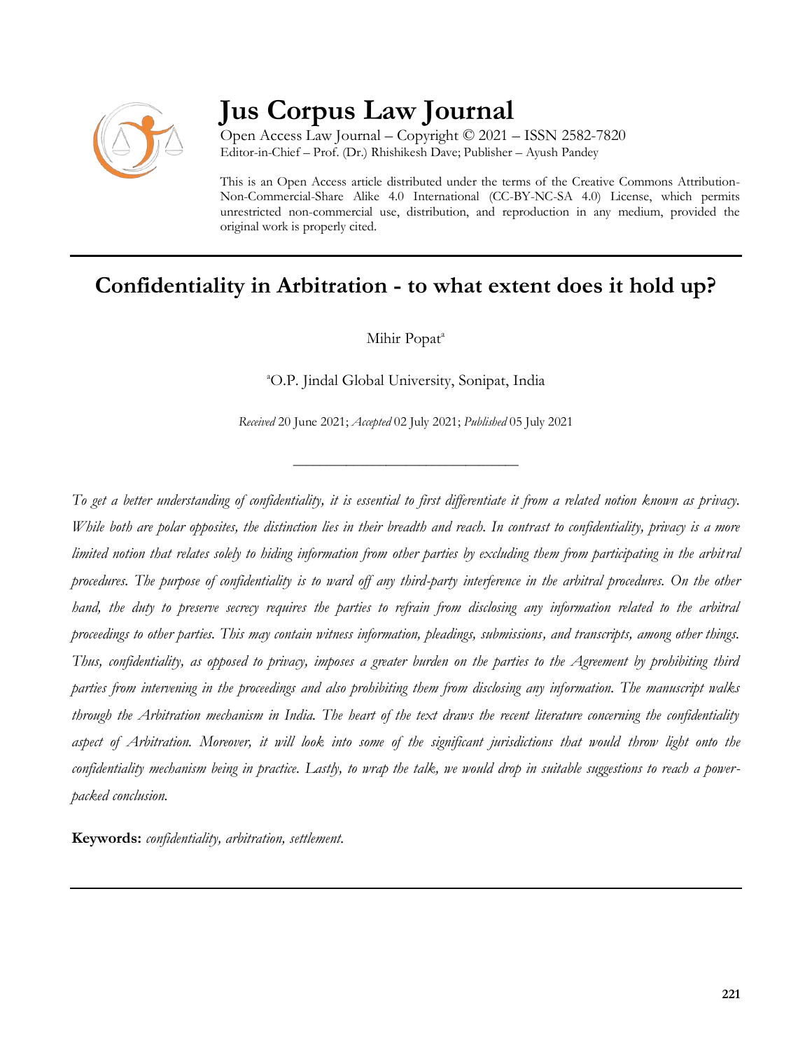# Jus Corpus Law Journal

Open Access Law Journal – Copyright © 2021 – ISSN 2582-7820
Editor-in-Chief – Prof. (Dr.) Rhishikesh Dave; Publisher – Ayush Pandey

This is an Open Access article distributed under the terms of the Creative Commons Attribution-Non-Commercial-Share Alike 4.0 International (CC-BY-NC-SA 4.0) License, which permits unrestricted non-commercial use, distribution, and reproduction in any medium, provided the original work is properly cited.

## Confidentiality in Arbitration - to what extent does it hold up?

Mihir Popat[a]

[a]O.P. Jindal Global University, Sonipat, India

*Received* 20 June 2021; *Accepted* 02 July 2021; *Published* 05 July 2021

*To get a better understanding of confidentiality, it is essential to first differentiate it from a related notion known as privacy. While both are polar opposites, the distinction lies in their breadth and reach. In contrast to confidentiality, privacy is a more limited notion that relates solely to hiding information from other parties by excluding them from participating in the arbitral procedures. The purpose of confidentiality is to ward off any third-party interference in the arbitral procedures. On the other hand, the duty to preserve secrecy requires the parties to refrain from disclosing any information related to the arbitral proceedings to other parties. This may contain witness information, pleadings, submissions, and transcripts, among other things. Thus, confidentiality, as opposed to privacy, imposes a greater burden on the parties to the Agreement by prohibiting third parties from intervening in the proceedings and also prohibiting them from disclosing any information. The manuscript walks through the Arbitration mechanism in India. The heart of the text draws the recent literature concerning the confidentiality aspect of Arbitration. Moreover, it will look into some of the significant jurisdictions that would throw light onto the confidentiality mechanism being in practice. Lastly, to wrap the talk, we would drop in suitable suggestions to reach a power-packed conclusion.*

**Keywords:** *confidentiality, arbitration, settlement.*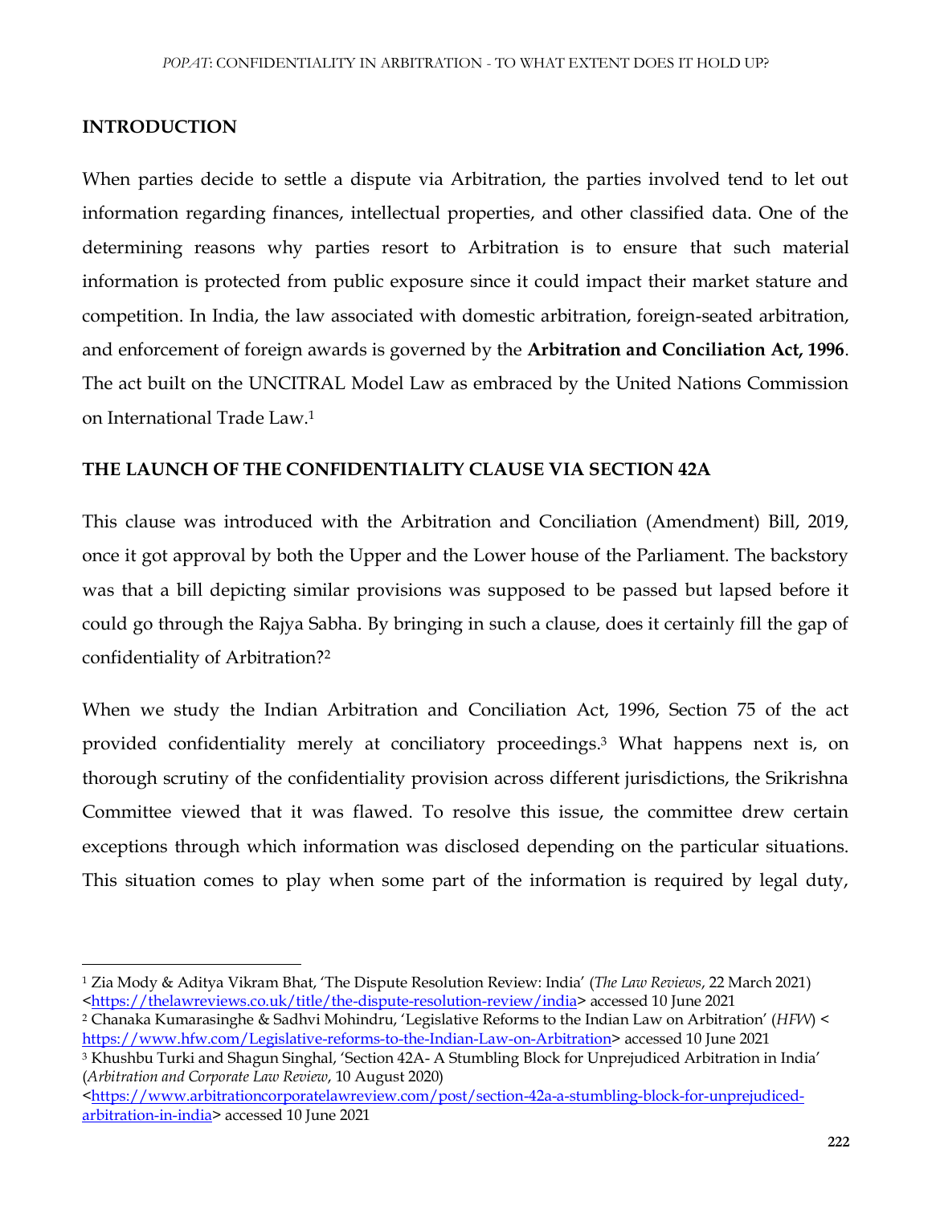## INTRODUCTION

When parties decide to settle a dispute via Arbitration, the parties involved tend to let out information regarding finances, intellectual properties, and other classified data. One of the determining reasons why parties resort to Arbitration is to ensure that such material information is protected from public exposure since it could impact their market stature and competition. In India, the law associated with domestic arbitration, foreign-seated arbitration, and enforcement of foreign awards is governed by the **Arbitration and Conciliation Act, 1996**. The act built on the UNCITRAL Model Law as embraced by the United Nations Commission on International Trade Law.[1]

## THE LAUNCH OF THE CONFIDENTIALITY CLAUSE VIA SECTION 42A

This clause was introduced with the Arbitration and Conciliation (Amendment) Bill, 2019, once it got approval by both the Upper and the Lower house of the Parliament. The backstory was that a bill depicting similar provisions was supposed to be passed but lapsed before it could go through the Rajya Sabha. By bringing in such a clause, does it certainly fill the gap of confidentiality of Arbitration?[2]

When we study the Indian Arbitration and Conciliation Act, 1996, Section 75 of the act provided confidentiality merely at conciliatory proceedings.[3] What happens next is, on thorough scrutiny of the confidentiality provision across different jurisdictions, the Srikrishna Committee viewed that it was flawed. To resolve this issue, the committee drew certain exceptions through which information was disclosed depending on the particular situations. This situation comes to play when some part of the information is required by legal duty,

---

[1] Zia Mody & Aditya Vikram Bhat, 'The Dispute Resolution Review: India' (*The Law Reviews*, 22 March 2021) <https://thelawreviews.co.uk/title/the-dispute-resolution-review/india> accessed 10 June 2021

[2] Chanaka Kumarasinghe & Sadhvi Mohindru, 'Legislative Reforms to the Indian Law on Arbitration' (*HFW*) < https://www.hfw.com/Legislative-reforms-to-the-Indian-Law-on-Arbitration> accessed 10 June 2021

[3] Khushbu Turki and Shagun Singhal, 'Section 42A- A Stumbling Block for Unprejudiced Arbitration in India' (*Arbitration and Corporate Law Review*, 10 August 2020) <https://www.arbitrationcorporatelawreview.com/post/section-42a-a-stumbling-block-for-unprejudiced-arbitration-in-india> accessed 10 June 2021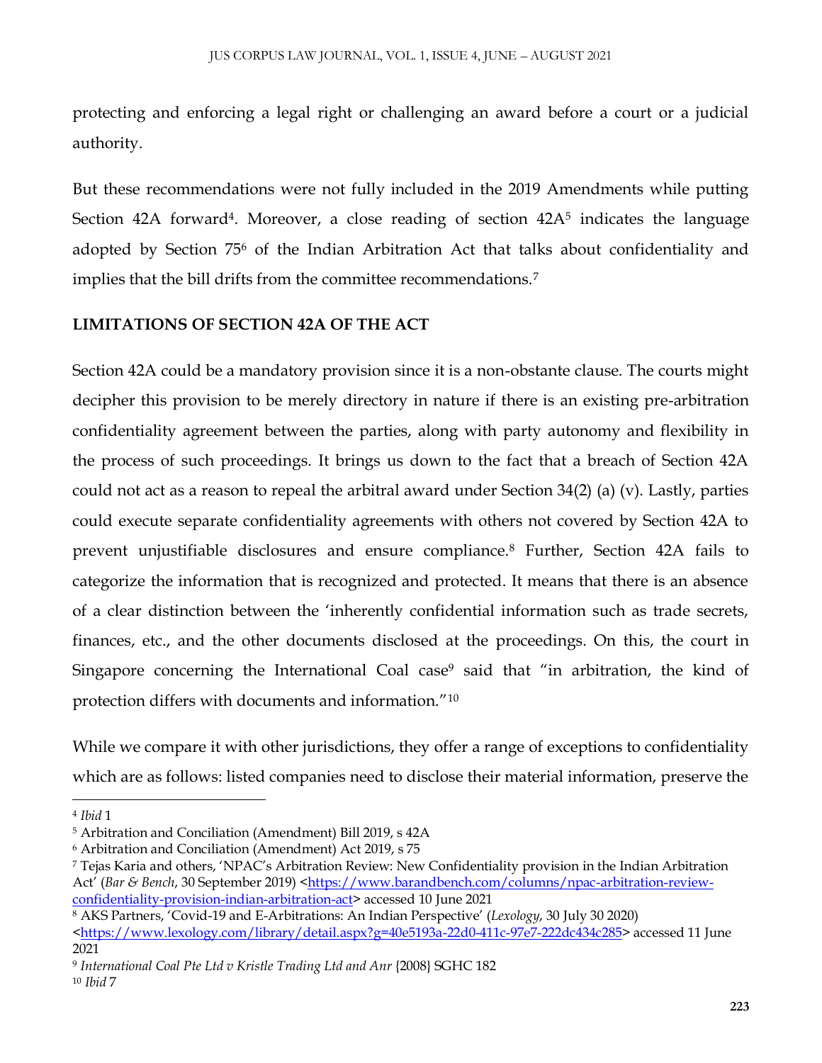protecting and enforcing a legal right or challenging an award before a court or a judicial authority.

But these recommendations were not fully included in the 2019 Amendments while putting Section 42A forward[4]. Moreover, a close reading of section 42A[5] indicates the language adopted by Section 75[6] of the Indian Arbitration Act that talks about confidentiality and implies that the bill drifts from the committee recommendations.[7]

**LIMITATIONS OF SECTION 42A OF THE ACT**

Section 42A could be a mandatory provision since it is a non-obstante clause. The courts might decipher this provision to be merely directory in nature if there is an existing pre-arbitration confidentiality agreement between the parties, along with party autonomy and flexibility in the process of such proceedings. It brings us down to the fact that a breach of Section 42A could not act as a reason to repeal the arbitral award under Section 34(2) (a) (v). Lastly, parties could execute separate confidentiality agreements with others not covered by Section 42A to prevent unjustifiable disclosures and ensure compliance.[8] Further, Section 42A fails to categorize the information that is recognized and protected. It means that there is an absence of a clear distinction between the 'inherently confidential information such as trade secrets, finances, etc., and the other documents disclosed at the proceedings. On this, the court in Singapore concerning the International Coal case[9] said that "in arbitration, the kind of protection differs with documents and information."[10]

While we compare it with other jurisdictions, they offer a range of exceptions to confidentiality which are as follows: listed companies need to disclose their material information, preserve the

---

[4] *Ibid* 1

[5] Arbitration and Conciliation (Amendment) Bill 2019, s 42A

[6] Arbitration and Conciliation (Amendment) Act 2019, s 75

[7] Tejas Karia and others, 'NPAC's Arbitration Review: New Confidentiality provision in the Indian Arbitration Act' (*Bar & Bench*, 30 September 2019) <https://www.barandbench.com/columns/npac-arbitration-review-confidentiality-provision-indian-arbitration-act> accessed 10 June 2021

[8] AKS Partners, 'Covid-19 and E-Arbitrations: An Indian Perspective' (*Lexology*, 30 July 30 2020) <https://www.lexology.com/library/detail.aspx?g=40e5193a-22d0-411c-97e7-222dc434c285> accessed 11 June 2021

[9] *International Coal Pte Ltd v Kristle Trading Ltd and Anr* {2008} SGHC 182

[10] *Ibid* 7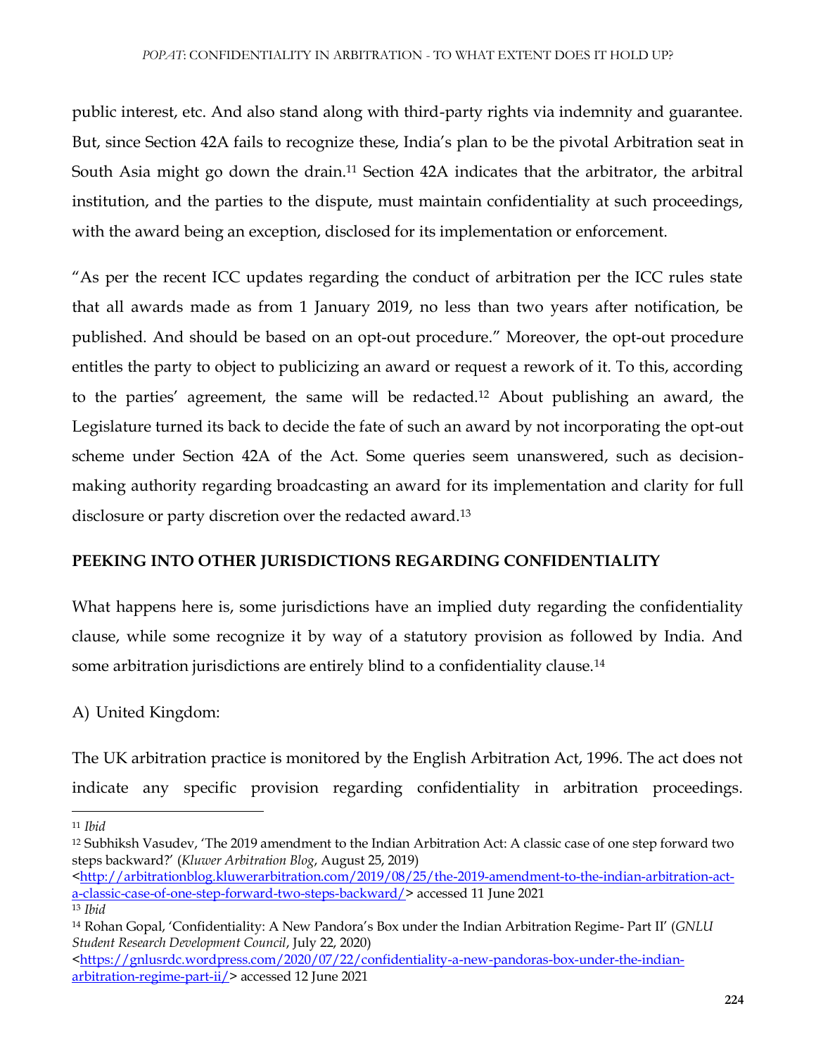public interest, etc. And also stand along with third-party rights via indemnity and guarantee. But, since Section 42A fails to recognize these, India's plan to be the pivotal Arbitration seat in South Asia might go down the drain.[11] Section 42A indicates that the arbitrator, the arbitral institution, and the parties to the dispute, must maintain confidentiality at such proceedings, with the award being an exception, disclosed for its implementation or enforcement.

"As per the recent ICC updates regarding the conduct of arbitration per the ICC rules state that all awards made as from 1 January 2019, no less than two years after notification, be published. And should be based on an opt-out procedure." Moreover, the opt-out procedure entitles the party to object to publicizing an award or request a rework of it. To this, according to the parties' agreement, the same will be redacted.[12] About publishing an award, the Legislature turned its back to decide the fate of such an award by not incorporating the opt-out scheme under Section 42A of the Act. Some queries seem unanswered, such as decision-making authority regarding broadcasting an award for its implementation and clarity for full disclosure or party discretion over the redacted award.[13]

## PEEKING INTO OTHER JURISDICTIONS REGARDING CONFIDENTIALITY

What happens here is, some jurisdictions have an implied duty regarding the confidentiality clause, while some recognize it by way of a statutory provision as followed by India. And some arbitration jurisdictions are entirely blind to a confidentiality clause.[14]

A) United Kingdom:

The UK arbitration practice is monitored by the English Arbitration Act, 1996. The act does not indicate any specific provision regarding confidentiality in arbitration proceedings.

---

[11] *Ibid*

[12] Subhiksh Vasudev, 'The 2019 amendment to the Indian Arbitration Act: A classic case of one step forward two steps backward?' (*Kluwer Arbitration Blog*, August 25, 2019) <http://arbitrationblog.kluwerarbitration.com/2019/08/25/the-2019-amendment-to-the-indian-arbitration-act-a-classic-case-of-one-step-forward-two-steps-backward/> accessed 11 June 2021

[13] *Ibid*

[14] Rohan Gopal, 'Confidentiality: A New Pandora's Box under the Indian Arbitration Regime- Part II' (*GNLU Student Research Development Council*, July 22, 2020) <https://gnlusrdc.wordpress.com/2020/07/22/confidentiality-a-new-pandoras-box-under-the-indian-arbitration-regime-part-ii/> accessed 12 June 2021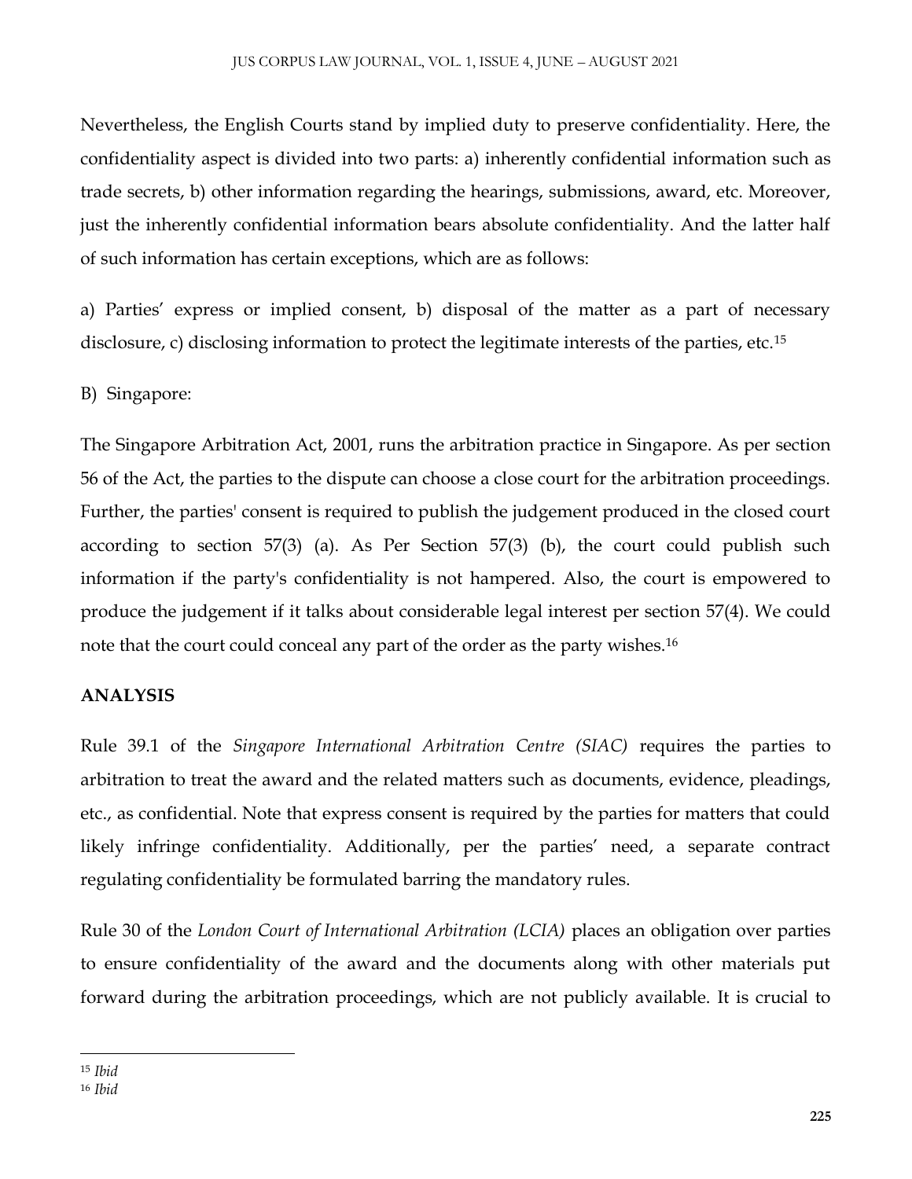Nevertheless, the English Courts stand by implied duty to preserve confidentiality. Here, the confidentiality aspect is divided into two parts: a) inherently confidential information such as trade secrets, b) other information regarding the hearings, submissions, award, etc. Moreover, just the inherently confidential information bears absolute confidentiality. And the latter half of such information has certain exceptions, which are as follows:

a) Parties' express or implied consent, b) disposal of the matter as a part of necessary disclosure, c) disclosing information to protect the legitimate interests of the parties, etc.[15]

B) Singapore:

The Singapore Arbitration Act, 2001, runs the arbitration practice in Singapore. As per section 56 of the Act, the parties to the dispute can choose a close court for the arbitration proceedings. Further, the parties' consent is required to publish the judgement produced in the closed court according to section 57(3) (a). As Per Section 57(3) (b), the court could publish such information if the party's confidentiality is not hampered. Also, the court is empowered to produce the judgement if it talks about considerable legal interest per section 57(4). We could note that the court could conceal any part of the order as the party wishes.[16]

**ANALYSIS**

Rule 39.1 of the *Singapore International Arbitration Centre (SIAC)* requires the parties to arbitration to treat the award and the related matters such as documents, evidence, pleadings, etc., as confidential. Note that express consent is required by the parties for matters that could likely infringe confidentiality. Additionally, per the parties' need, a separate contract regulating confidentiality be formulated barring the mandatory rules.

Rule 30 of the *London Court of International Arbitration (LCIA)* places an obligation over parties to ensure confidentiality of the award and the documents along with other materials put forward during the arbitration proceedings, which are not publicly available. It is crucial to

---

[15] *Ibid*

[16] *Ibid*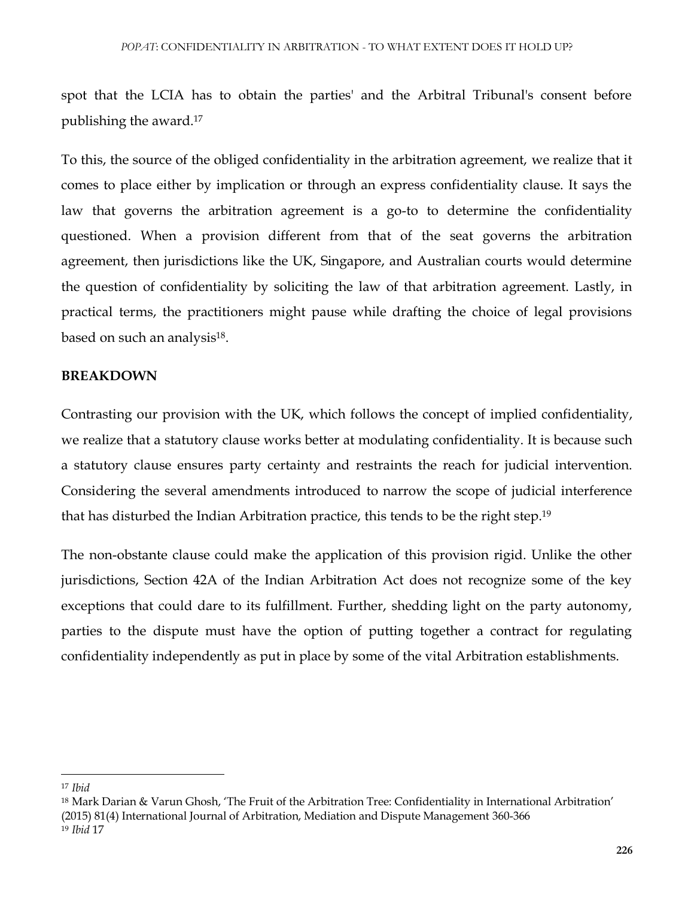spot that the LCIA has to obtain the parties' and the Arbitral Tribunal's consent before publishing the award.[17]

To this, the source of the obliged confidentiality in the arbitration agreement, we realize that it comes to place either by implication or through an express confidentiality clause. It says the law that governs the arbitration agreement is a go-to to determine the confidentiality questioned. When a provision different from that of the seat governs the arbitration agreement, then jurisdictions like the UK, Singapore, and Australian courts would determine the question of confidentiality by soliciting the law of that arbitration agreement. Lastly, in practical terms, the practitioners might pause while drafting the choice of legal provisions based on such an analysis[18].

**BREAKDOWN**

Contrasting our provision with the UK, which follows the concept of implied confidentiality, we realize that a statutory clause works better at modulating confidentiality. It is because such a statutory clause ensures party certainty and restraints the reach for judicial intervention. Considering the several amendments introduced to narrow the scope of judicial interference that has disturbed the Indian Arbitration practice, this tends to be the right step.[19]

The non-obstante clause could make the application of this provision rigid. Unlike the other jurisdictions, Section 42A of the Indian Arbitration Act does not recognize some of the key exceptions that could dare to its fulfillment. Further, shedding light on the party autonomy, parties to the dispute must have the option of putting together a contract for regulating confidentiality independently as put in place by some of the vital Arbitration establishments.

---

[17] *Ibid*

[18] Mark Darian & Varun Ghosh, 'The Fruit of the Arbitration Tree: Confidentiality in International Arbitration' (2015) 81(4) International Journal of Arbitration, Mediation and Dispute Management 360-366

[19] *Ibid* 17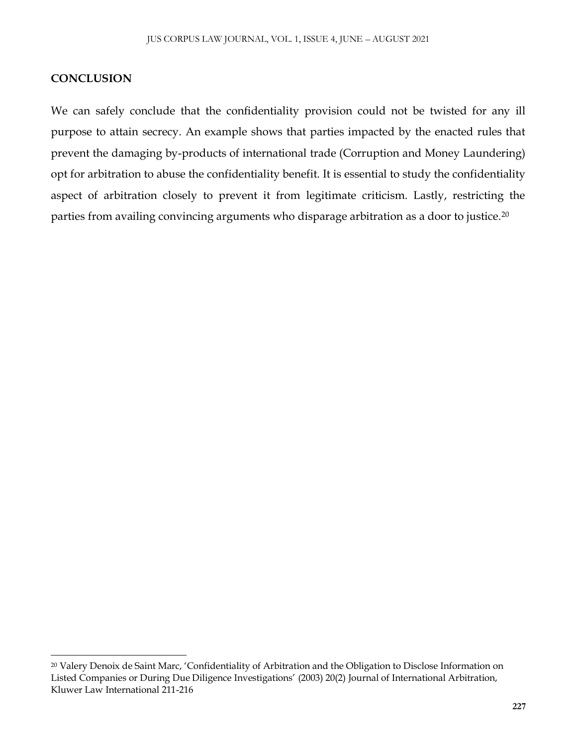## CONCLUSION

We can safely conclude that the confidentiality provision could not be twisted for any ill purpose to attain secrecy. An example shows that parties impacted by the enacted rules that prevent the damaging by-products of international trade (Corruption and Money Laundering) opt for arbitration to abuse the confidentiality benefit. It is essential to study the confidentiality aspect of arbitration closely to prevent it from legitimate criticism. Lastly, restricting the parties from availing convincing arguments who disparage arbitration as a door to justice.[20]

[20] Valery Denoix de Saint Marc, 'Confidentiality of Arbitration and the Obligation to Disclose Information on Listed Companies or During Due Diligence Investigations' (2003) 20(2) Journal of International Arbitration, Kluwer Law International 211-216